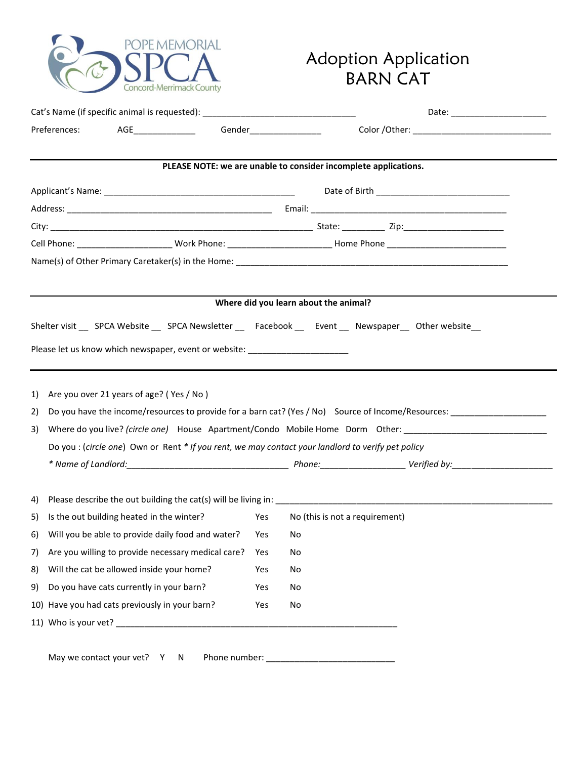POPE MEMORIAL SPCA Concord-Merrimack County

# Adoption Application
# BARN CAT

Cat's Name (if specific animal is requested): ________________________________ Date: ____________________

Preferences: AGE_____________ Gender_______________ Color /Other: _____________________________

---

**PLEASE NOTE: we are unable to consider incomplete applications.**

Applicant's Name: ________________________________________ Date of Birth ____________________________

Address: ____________________________________________ Email: __________________________________________

City: ________________________________________________________ State: _________ Zip:_____________________

Cell Phone: ____________________ Work Phone: _____________________ Home Phone _________________________

Name(s) of Other Primary Caretaker(s) in the Home: _________________________________________________________

---

**Where did you learn about the animal?**

Shelter visit __ SPCA Website __ SPCA Newsletter __ Facebook __ Event __ Newspaper__ Other website__

Please let us know which newspaper, event or website: _____________________

---

1) Are you over 21 years of age? ( Yes / No )
2) Do you have the income/resources to provide for a barn cat? (Yes / No) Source of Income/Resources: ____________________
3) Where do you live? *(circle one)* House Apartment/Condo Mobile Home Dorm Other: ______________________________

   Do you : (*circle one*) Own or Rent *\* If you rent, we may contact your landlord to verify pet policy*

   *\* Name of Landlord:*__________________________________ *Phone:*__________________ *Verified by:*_____________________

4) Please describe the out building the cat(s) will be living in: ______________________________________________________________
5) Is the out building heated in the winter? Yes No (this is not a requirement)
6) Will you be able to provide daily food and water? Yes No
7) Are you willing to provide necessary medical care? Yes No
8) Will the cat be allowed inside your home? Yes No
9) Do you have cats currently in your barn? Yes No
10) Have you had cats previously in your barn? Yes No
11) Who is your vet? ____________________________________________________________

    May we contact your vet? Y N Phone number: ___________________________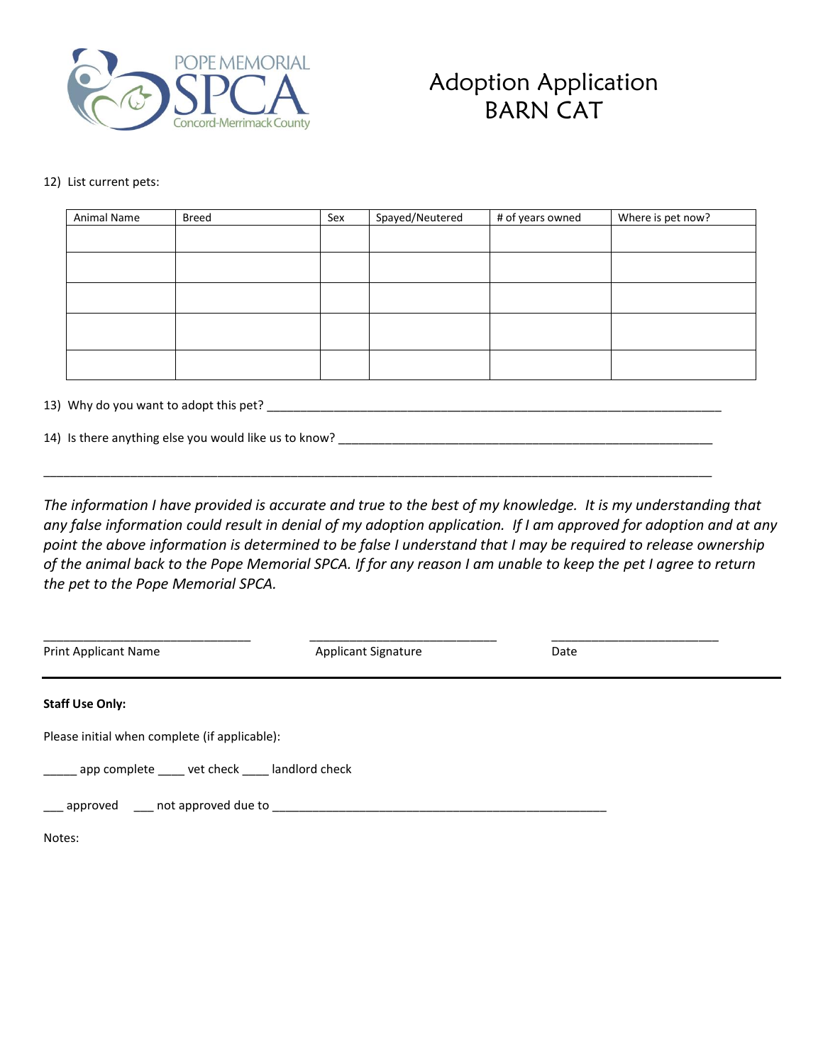# Adoption Application
# BARN CAT

12) List current pets:

| Animal Name | Breed | Sex | Spayed/Neutered | # of years owned | Where is pet now? |
|---|---|---|---|---|---|
| | | | | | |
| | | | | | |
| | | | | | |
| | | | | | |
| | | | | | |

13) Why do you want to adopt this pet? ______________________________________________________________________

14) Is there anything else you would like us to know? ________________________________________________________

_____________________________________________________________________________________________________

*The information I have provided is accurate and true to the best of my knowledge. It is my understanding that any false information could result in denial of my adoption application. If I am approved for adoption and at any point the above information is determined to be false I understand that I may be required to release ownership of the animal back to the Pope Memorial SPCA. If for any reason I am unable to keep the pet I agree to return the pet to the Pope Memorial SPCA.*

_______________________________ _____________________________ _________________________

Print Applicant Name  Applicant Signature  Date

---

**Staff Use Only:**

Please initial when complete (if applicable):

_____ app complete ____ vet check ____ landlord check

___ approved ___ not approved due to ___________________________________________________

Notes: